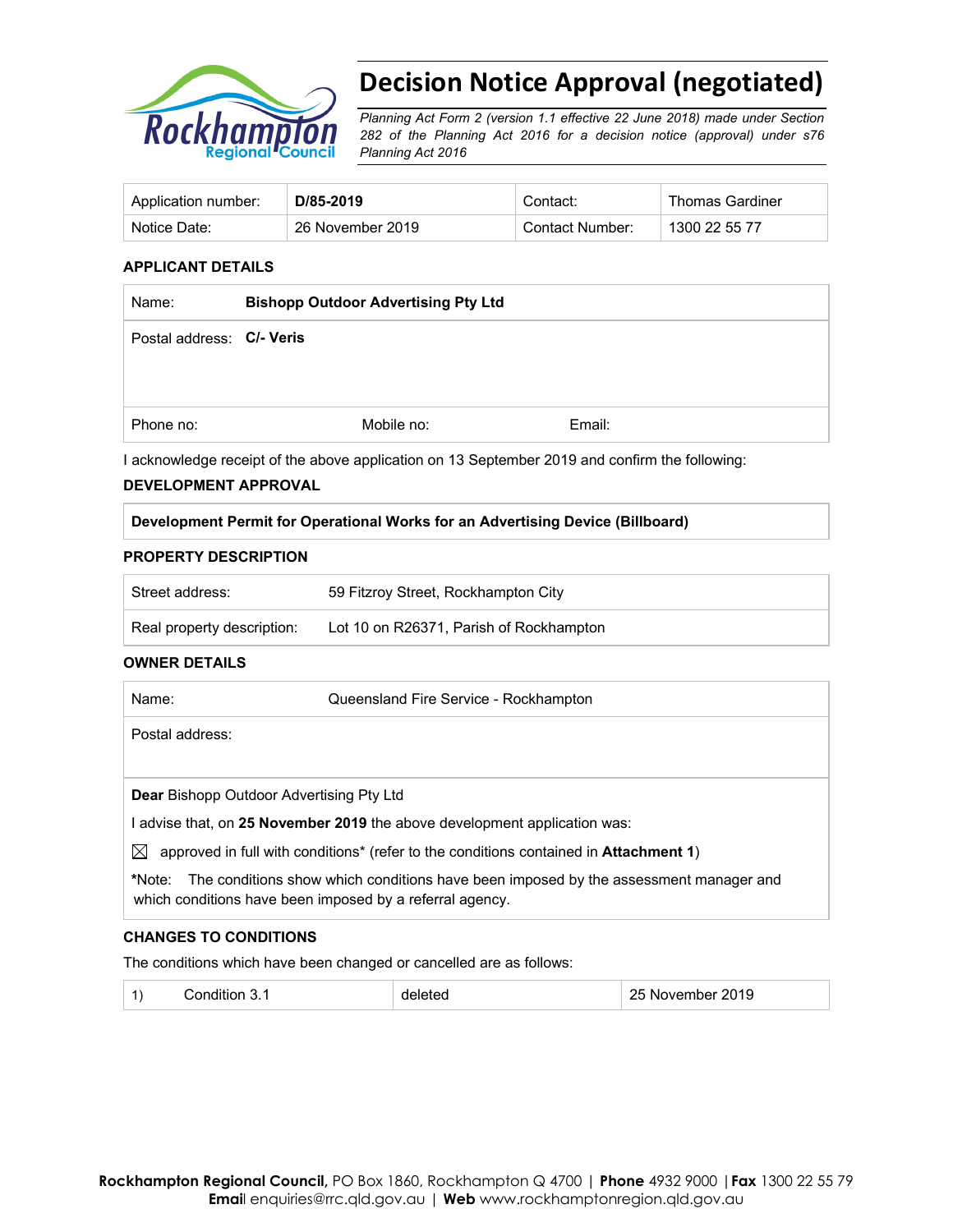# Decision Notice Approval (negotiated)

*Planning Act Form 2 (version 1.1 effective 22 June 2018) made under Section 282 of the Planning Act 2016 for a decision notice (approval) under s76 Planning Act 2016*

| Application number: | **D/85-2019** | Contact: | Thomas Gardiner |
|---|---|---|---|
| Notice Date: | 26 November 2019 | Contact Number: | 1300 22 55 77 |

### APPLICANT DETAILS

| Name: | **Bishopp Outdoor Advertising Pty Ltd** | |
|---|---|---|
| Postal address: | **C/- Veris** | |
| Phone no: | Mobile no: | Email: |

I acknowledge receipt of the above application on 13 September 2019 and confirm the following:

### DEVELOPMENT APPROVAL

| **Development Permit for Operational Works for an Advertising Device (Billboard)** |
|---|

### PROPERTY DESCRIPTION

| Street address: | 59 Fitzroy Street, Rockhampton City |
|---|---|
| Real property description: | Lot 10 on R26371, Parish of Rockhampton |

### OWNER DETAILS

| Name: | Queensland Fire Service - Rockhampton |
|---|---|
| Postal address: | |

**Dear** Bishopp Outdoor Advertising Pty Ltd

I advise that, on **25 November 2019** the above development application was:

☒ approved in full with conditions* (refer to the conditions contained in **Attachment 1**)

***Note:** The conditions show which conditions have been imposed by the assessment manager and which conditions have been imposed by a referral agency.

### CHANGES TO CONDITIONS

The conditions which have been changed or cancelled are as follows:

| 1) | Condition 3.1 | deleted | 25 November 2019 |
|---|---|---|---|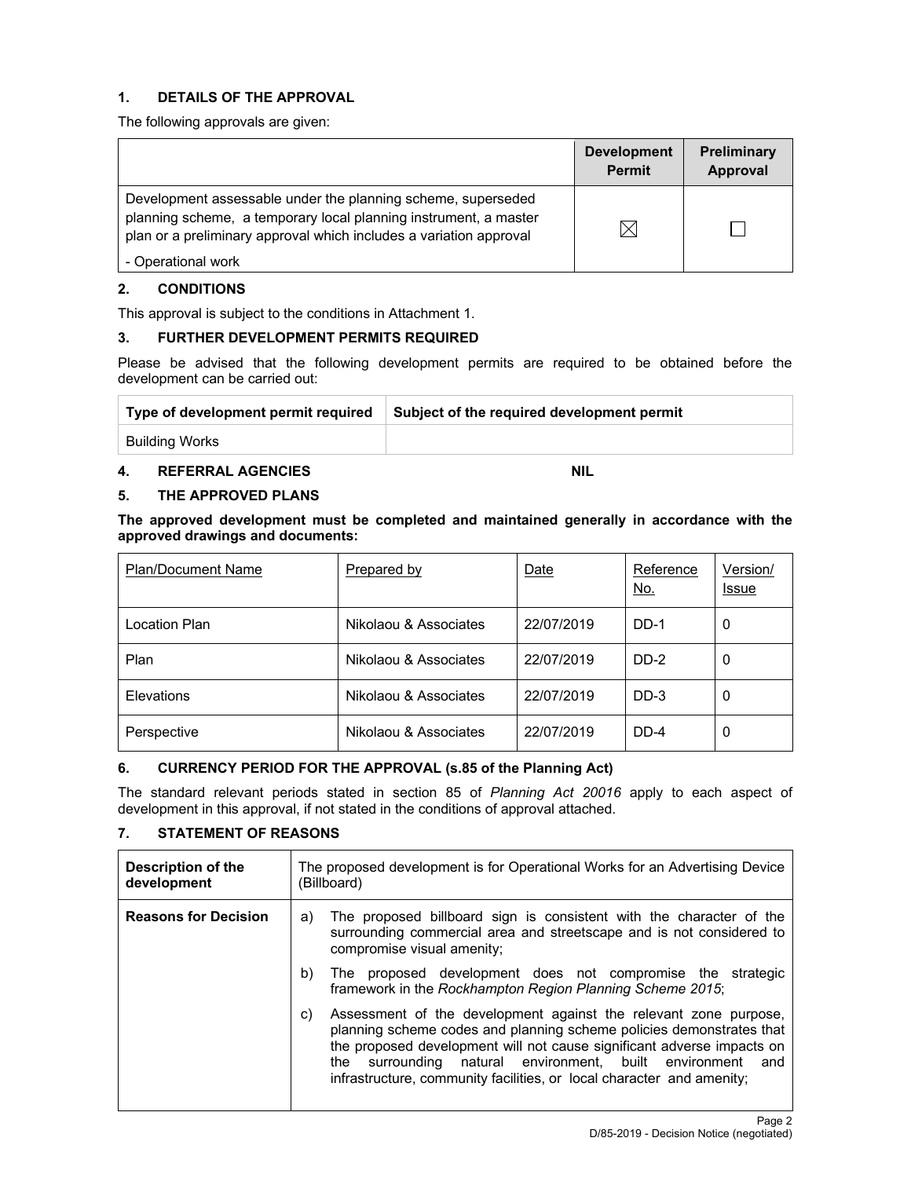## 1. DETAILS OF THE APPROVAL

The following approvals are given:

| | Development Permit | Preliminary Approval |
|---|---|---|
| Development assessable under the planning scheme, superseded planning scheme, a temporary local planning instrument, a master plan or a preliminary approval which includes a variation approval<br>- Operational work | ☒ | ☐ |

## 2. CONDITIONS

This approval is subject to the conditions in Attachment 1.

## 3. FURTHER DEVELOPMENT PERMITS REQUIRED

Please be advised that the following development permits are required to be obtained before the development can be carried out:

| Type of development permit required | Subject of the required development permit |
|---|---|
| Building Works | |

## 4. REFERRAL AGENCIES NIL

## 5. THE APPROVED PLANS

**The approved development must be completed and maintained generally in accordance with the approved drawings and documents:**

| Plan/Document Name | Prepared by | Date | Reference No. | Version/ Issue |
|---|---|---|---|---|
| Location Plan | Nikolaou & Associates | 22/07/2019 | DD-1 | 0 |
| Plan | Nikolaou & Associates | 22/07/2019 | DD-2 | 0 |
| Elevations | Nikolaou & Associates | 22/07/2019 | DD-3 | 0 |
| Perspective | Nikolaou & Associates | 22/07/2019 | DD-4 | 0 |

## 6. CURRENCY PERIOD FOR THE APPROVAL (s.85 of the Planning Act)

The standard relevant periods stated in section 85 of *Planning Act 20016* apply to each aspect of development in this approval, if not stated in the conditions of approval attached.

## 7. STATEMENT OF REASONS

| Description of the development | The proposed development is for Operational Works for an Advertising Device (Billboard) |
|---|---|
| **Reasons for Decision** | a) The proposed billboard sign is consistent with the character of the surrounding commercial area and streetscape and is not considered to compromise visual amenity;<br>b) The proposed development does not compromise the strategic framework in the *Rockhampton Region Planning Scheme 2015*;<br>c) Assessment of the development against the relevant zone purpose, planning scheme codes and planning scheme policies demonstrates that the proposed development will not cause significant adverse impacts on the surrounding natural environment, built environment and infrastructure, community facilities, or local character and amenity; |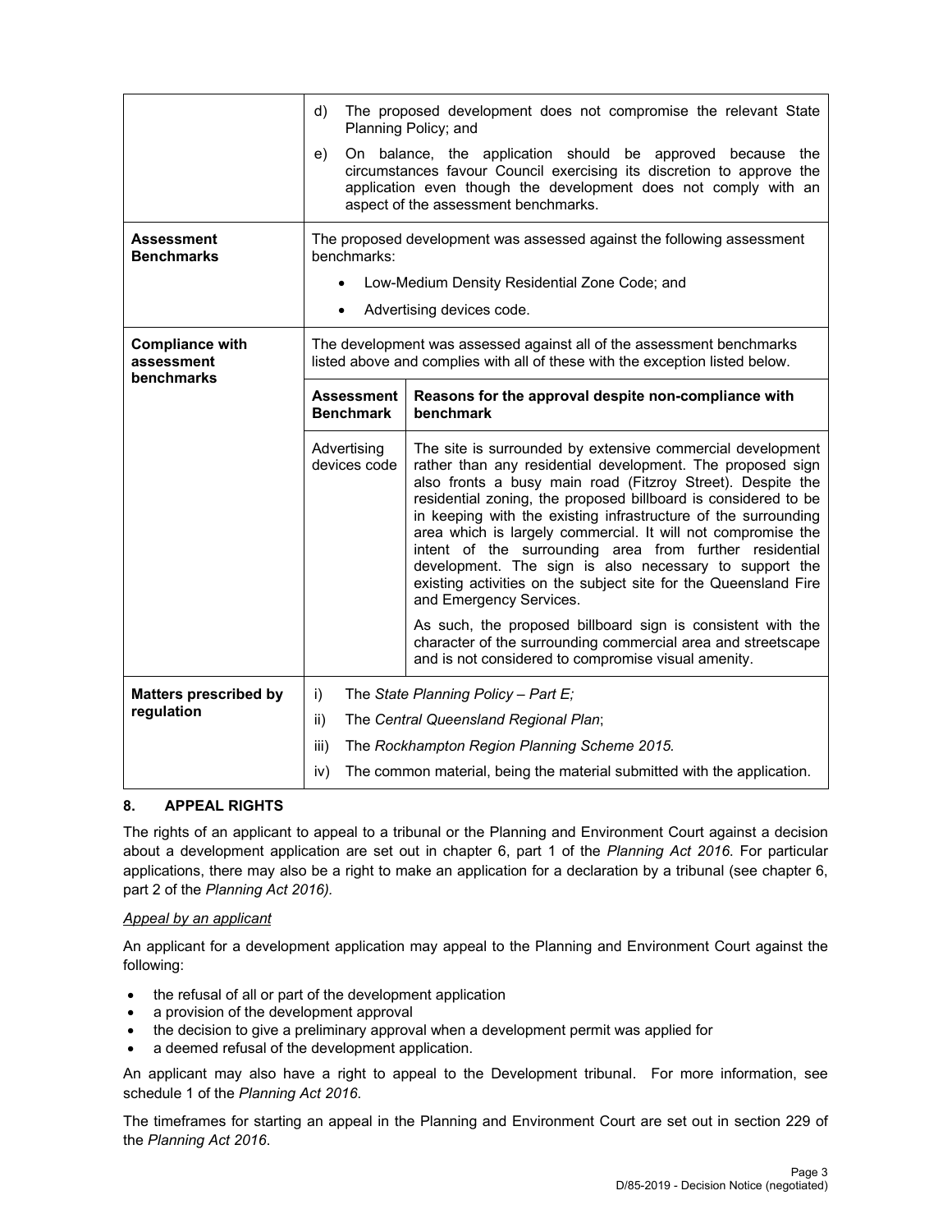| | |
|---|---|
| | d) The proposed development does not compromise the relevant State Planning Policy; and<br>e) On balance, the application should be approved because the circumstances favour Council exercising its discretion to approve the application even though the development does not comply with an aspect of the assessment benchmarks. |
| **Assessment Benchmarks** | The proposed development was assessed against the following assessment benchmarks:<br>• Low-Medium Density Residential Zone Code; and<br>• Advertising devices code. |
| **Compliance with assessment benchmarks** | The development was assessed against all of the assessment benchmarks listed above and complies with all of these with the exception listed below.<br><br>**Assessment Benchmark:** Advertising devices code<br><br>**Reasons for the approval despite non-compliance with benchmark:** The site is surrounded by extensive commercial development rather than any residential development. The proposed sign also fronts a busy main road (Fitzroy Street). Despite the residential zoning, the proposed billboard is considered to be in keeping with the existing infrastructure of the surrounding area which is largely commercial. It will not compromise the intent of the surrounding area from further residential development. The sign is also necessary to support the existing activities on the subject site for the Queensland Fire and Emergency Services.<br><br>As such, the proposed billboard sign is consistent with the character of the surrounding commercial area and streetscape and is not considered to compromise visual amenity. |
| **Matters prescribed by regulation** | i) The *State Planning Policy – Part E;*<br>ii) The *Central Queensland Regional Plan*;<br>iii) The *Rockhampton Region Planning Scheme 2015.*<br>iv) The common material, being the material submitted with the application. |

## 8. APPEAL RIGHTS

The rights of an applicant to appeal to a tribunal or the Planning and Environment Court against a decision about a development application are set out in chapter 6, part 1 of the *Planning Act 2016*. For particular applications, there may also be a right to make an application for a declaration by a tribunal (see chapter 6, part 2 of the *Planning Act 2016).*

*Appeal by an applicant*

An applicant for a development application may appeal to the Planning and Environment Court against the following:

- the refusal of all or part of the development application
- a provision of the development approval
- the decision to give a preliminary approval when a development permit was applied for
- a deemed refusal of the development application.

An applicant may also have a right to appeal to the Development tribunal. For more information, see schedule 1 of the *Planning Act 2016*.

The timeframes for starting an appeal in the Planning and Environment Court are set out in section 229 of the *Planning Act 2016*.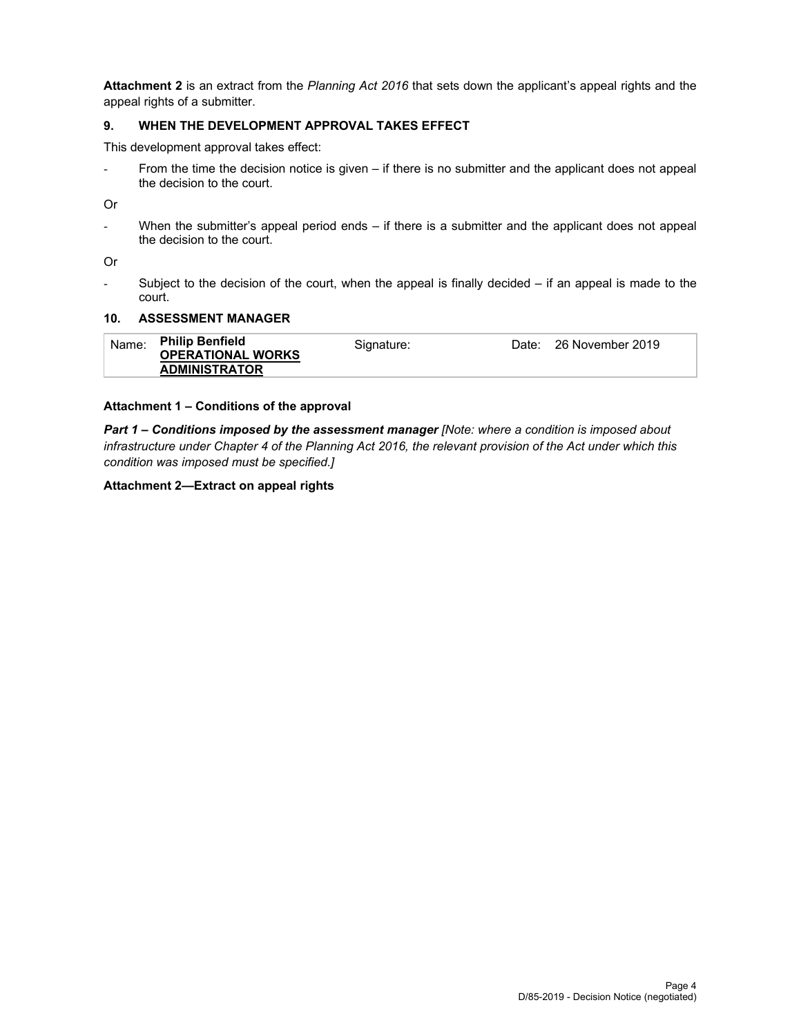**Attachment 2** is an extract from the *Planning Act 2016* that sets down the applicant's appeal rights and the appeal rights of a submitter.

## 9. WHEN THE DEVELOPMENT APPROVAL TAKES EFFECT

This development approval takes effect:

- From the time the decision notice is given – if there is no submitter and the applicant does not appeal the decision to the court.

Or

- When the submitter's appeal period ends – if there is a submitter and the applicant does not appeal the decision to the court.

Or

- Subject to the decision of the court, when the appeal is finally decided – if an appeal is made to the court.

## 10. ASSESSMENT MANAGER

| Name: | **Philip Benfield** **OPERATIONAL WORKS ADMINISTRATOR** | Signature: | Date: | 26 November 2019 |
|---|---|---|---|---|

**Attachment 1 – Conditions of the approval**

***Part 1 – Conditions imposed by the assessment manager*** *[Note: where a condition is imposed about infrastructure under Chapter 4 of the Planning Act 2016, the relevant provision of the Act under which this condition was imposed must be specified.]*

**Attachment 2—Extract on appeal rights**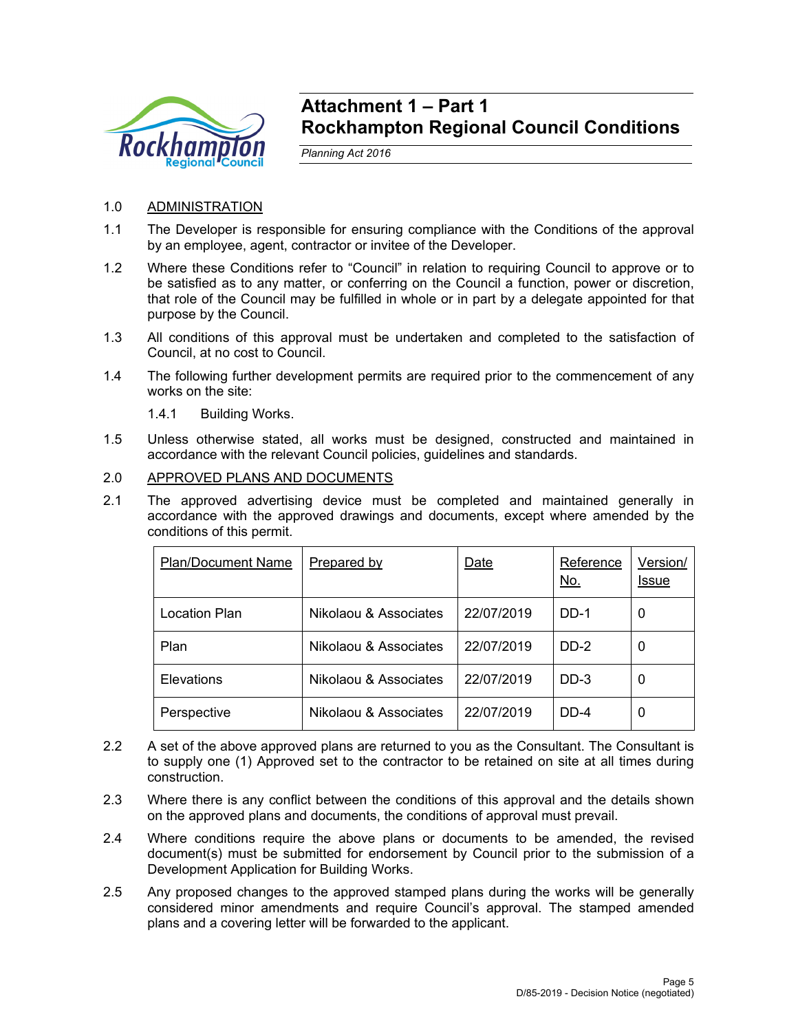# Attachment 1 – Part 1
# Rockhampton Regional Council Conditions

*Planning Act 2016*

1.0 ADMINISTRATION

1.1 The Developer is responsible for ensuring compliance with the Conditions of the approval by an employee, agent, contractor or invitee of the Developer.

1.2 Where these Conditions refer to "Council" in relation to requiring Council to approve or to be satisfied as to any matter, or conferring on the Council a function, power or discretion, that role of the Council may be fulfilled in whole or in part by a delegate appointed for that purpose by the Council.

1.3 All conditions of this approval must be undertaken and completed to the satisfaction of Council, at no cost to Council.

1.4 The following further development permits are required prior to the commencement of any works on the site:

1.4.1 Building Works.

1.5 Unless otherwise stated, all works must be designed, constructed and maintained in accordance with the relevant Council policies, guidelines and standards.

2.0 APPROVED PLANS AND DOCUMENTS

2.1 The approved advertising device must be completed and maintained generally in accordance with the approved drawings and documents, except where amended by the conditions of this permit.

| Plan/Document Name | Prepared by | Date | Reference No. | Version/ Issue |
|---|---|---|---|---|
| Location Plan | Nikolaou & Associates | 22/07/2019 | DD-1 | 0 |
| Plan | Nikolaou & Associates | 22/07/2019 | DD-2 | 0 |
| Elevations | Nikolaou & Associates | 22/07/2019 | DD-3 | 0 |
| Perspective | Nikolaou & Associates | 22/07/2019 | DD-4 | 0 |

2.2 A set of the above approved plans are returned to you as the Consultant. The Consultant is to supply one (1) Approved set to the contractor to be retained on site at all times during construction.

2.3 Where there is any conflict between the conditions of this approval and the details shown on the approved plans and documents, the conditions of approval must prevail.

2.4 Where conditions require the above plans or documents to be amended, the revised document(s) must be submitted for endorsement by Council prior to the submission of a Development Application for Building Works.

2.5 Any proposed changes to the approved stamped plans during the works will be generally considered minor amendments and require Council's approval. The stamped amended plans and a covering letter will be forwarded to the applicant.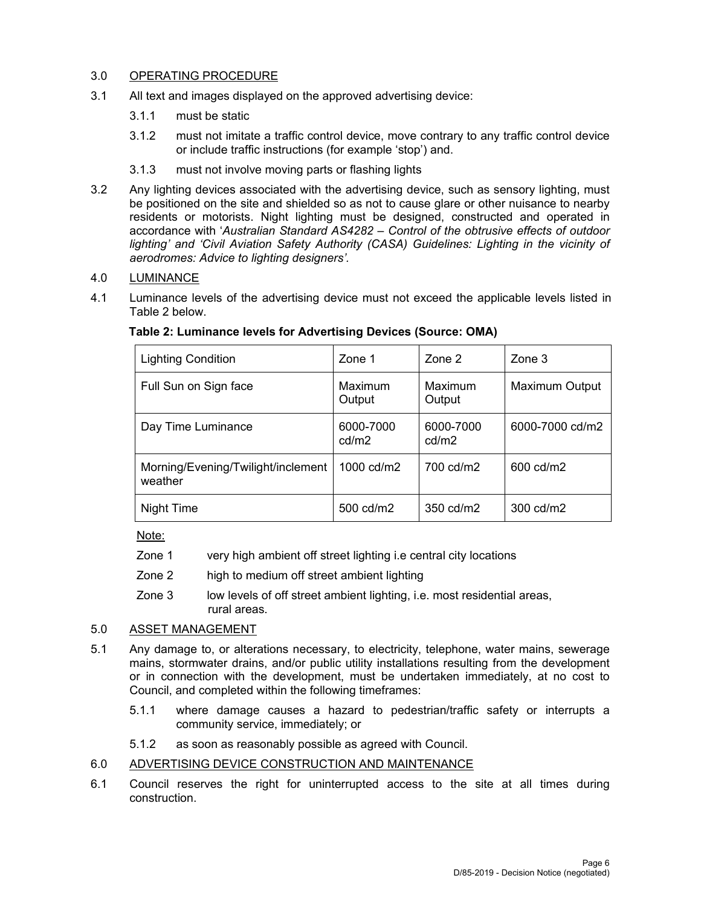## 3.0 OPERATING PROCEDURE

3.1 All text and images displayed on the approved advertising device:

3.1.1 must be static

3.1.2 must not imitate a traffic control device, move contrary to any traffic control device or include traffic instructions (for example 'stop') and.

3.1.3 must not involve moving parts or flashing lights

3.2 Any lighting devices associated with the advertising device, such as sensory lighting, must be positioned on the site and shielded so as not to cause glare or other nuisance to nearby residents or motorists. Night lighting must be designed, constructed and operated in accordance with '*Australian Standard AS4282 – Control of the obtrusive effects of outdoor lighting' and 'Civil Aviation Safety Authority (CASA) Guidelines: Lighting in the vicinity of aerodromes: Advice to lighting designers'.*

## 4.0 LUMINANCE

4.1 Luminance levels of the advertising device must not exceed the applicable levels listed in Table 2 below.

**Table 2: Luminance levels for Advertising Devices (Source: OMA)**

| Lighting Condition | Zone 1 | Zone 2 | Zone 3 |
|---|---|---|---|
| Full Sun on Sign face | Maximum Output | Maximum Output | Maximum Output |
| Day Time Luminance | 6000-7000 cd/m2 | 6000-7000 cd/m2 | 6000-7000 cd/m2 |
| Morning/Evening/Twilight/inclement weather | 1000 cd/m2 | 700 cd/m2 | 600 cd/m2 |
| Night Time | 500 cd/m2 | 350 cd/m2 | 300 cd/m2 |

Note:

Zone 1 very high ambient off street lighting i.e central city locations

Zone 2 high to medium off street ambient lighting

Zone 3 low levels of off street ambient lighting, i.e. most residential areas, rural areas.

## 5.0 ASSET MANAGEMENT

5.1 Any damage to, or alterations necessary, to electricity, telephone, water mains, sewerage mains, stormwater drains, and/or public utility installations resulting from the development or in connection with the development, must be undertaken immediately, at no cost to Council, and completed within the following timeframes:

5.1.1 where damage causes a hazard to pedestrian/traffic safety or interrupts a community service, immediately; or

5.1.2 as soon as reasonably possible as agreed with Council.

## 6.0 ADVERTISING DEVICE CONSTRUCTION AND MAINTENANCE

6.1 Council reserves the right for uninterrupted access to the site at all times during construction.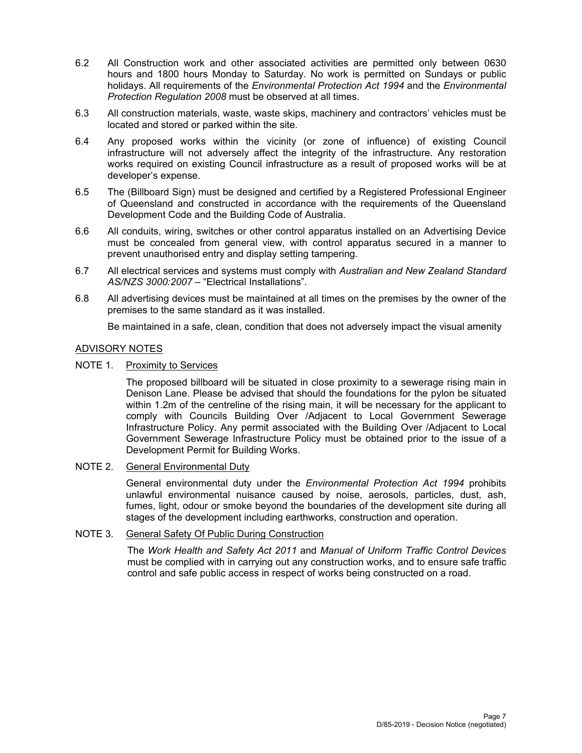6.2 All Construction work and other associated activities are permitted only between 0630 hours and 1800 hours Monday to Saturday. No work is permitted on Sundays or public holidays. All requirements of the *Environmental Protection Act 1994* and the *Environmental Protection Regulation 2008* must be observed at all times.

6.3 All construction materials, waste, waste skips, machinery and contractors' vehicles must be located and stored or parked within the site.

6.4 Any proposed works within the vicinity (or zone of influence) of existing Council infrastructure will not adversely affect the integrity of the infrastructure. Any restoration works required on existing Council infrastructure as a result of proposed works will be at developer's expense.

6.5 The (Billboard Sign) must be designed and certified by a Registered Professional Engineer of Queensland and constructed in accordance with the requirements of the Queensland Development Code and the Building Code of Australia.

6.6 All conduits, wiring, switches or other control apparatus installed on an Advertising Device must be concealed from general view, with control apparatus secured in a manner to prevent unauthorised entry and display setting tampering.

6.7 All electrical services and systems must comply with *Australian and New Zealand Standard AS/NZS 3000:2007* – "Electrical Installations".

6.8 All advertising devices must be maintained at all times on the premises by the owner of the premises to the same standard as it was installed.

Be maintained in a safe, clean, condition that does not adversely impact the visual amenity

ADVISORY NOTES

NOTE 1. Proximity to Services

The proposed billboard will be situated in close proximity to a sewerage rising main in Denison Lane. Please be advised that should the foundations for the pylon be situated within 1.2m of the centreline of the rising main, it will be necessary for the applicant to comply with Councils Building Over /Adjacent to Local Government Sewerage Infrastructure Policy. Any permit associated with the Building Over /Adjacent to Local Government Sewerage Infrastructure Policy must be obtained prior to the issue of a Development Permit for Building Works.

NOTE 2. General Environmental Duty

General environmental duty under the *Environmental Protection Act 1994* prohibits unlawful environmental nuisance caused by noise, aerosols, particles, dust, ash, fumes, light, odour or smoke beyond the boundaries of the development site during all stages of the development including earthworks, construction and operation.

NOTE 3. General Safety Of Public During Construction

The *Work Health and Safety Act 2011* and *Manual of Uniform Traffic Control Devices* must be complied with in carrying out any construction works, and to ensure safe traffic control and safe public access in respect of works being constructed on a road.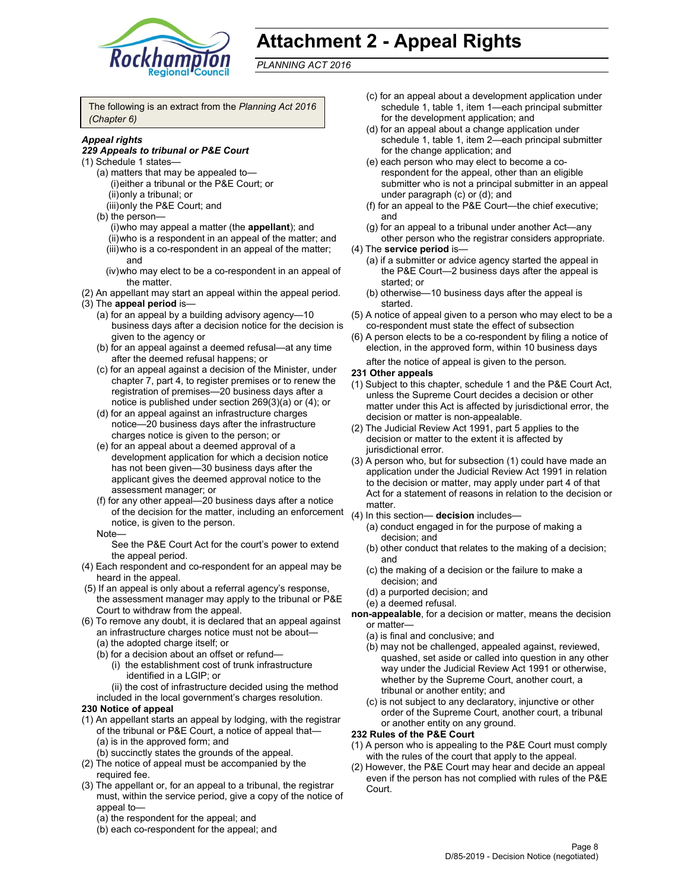# Attachment 2 - Appeal Rights

*PLANNING ACT 2016*

The following is an extract from the *Planning Act 2016 (Chapter 6)*

***Appeal rights***

***229 Appeals to tribunal or P&E Court***

(1) Schedule 1 states—

- (a) matters that may be appealed to—
  - (i) either a tribunal or the P&E Court; or
  - (ii) only a tribunal; or
  - (iii) only the P&E Court; and
- (b) the person—
  - (i) who may appeal a matter (the **appellant**); and
  - (ii) who is a respondent in an appeal of the matter; and
  - (iii) who is a co-respondent in an appeal of the matter; and
  - (iv) who may elect to be a co-respondent in an appeal of the matter.

(2) An appellant may start an appeal within the appeal period.

(3) The **appeal period** is—

- (a) for an appeal by a building advisory agency—10 business days after a decision notice for the decision is given to the agency or
- (b) for an appeal against a deemed refusal—at any time after the deemed refusal happens; or
- (c) for an appeal against a decision of the Minister, under chapter 7, part 4, to register premises or to renew the registration of premises—20 business days after a notice is published under section 269(3)(a) or (4); or
- (d) for an appeal against an infrastructure charges notice—20 business days after the infrastructure charges notice is given to the person; or
- (e) for an appeal about a deemed approval of a development application for which a decision notice has not been given—30 business days after the applicant gives the deemed approval notice to the assessment manager; or
- (f) for any other appeal—20 business days after a notice of the decision for the matter, including an enforcement notice, is given to the person.

Note—

See the P&E Court Act for the court's power to extend the appeal period.

(4) Each respondent and co-respondent for an appeal may be heard in the appeal.

(5) If an appeal is only about a referral agency's response, the assessment manager may apply to the tribunal or P&E Court to withdraw from the appeal.

(6) To remove any doubt, it is declared that an appeal against an infrastructure charges notice must not be about—

- (a) the adopted charge itself; or
- (b) for a decision about an offset or refund—
  - (i) the establishment cost of trunk infrastructure identified in a LGIP; or
  - (ii) the cost of infrastructure decided using the method included in the local government's charges resolution.

**230 Notice of appeal**

(1) An appellant starts an appeal by lodging, with the registrar of the tribunal or P&E Court, a notice of appeal that—

- (a) is in the approved form; and
- (b) succinctly states the grounds of the appeal.

(2) The notice of appeal must be accompanied by the required fee.

(3) The appellant or, for an appeal to a tribunal, the registrar must, within the service period, give a copy of the notice of appeal to—

- (a) the respondent for the appeal; and
- (b) each co-respondent for the appeal; and
- (c) for an appeal about a development application under schedule 1, table 1, item 1—each principal submitter for the development application; and
- (d) for an appeal about a change application under schedule 1, table 1, item 2—each principal submitter for the change application; and
- (e) each person who may elect to become a co-respondent for the appeal, other than an eligible submitter who is not a principal submitter in an appeal under paragraph (c) or (d); and
- (f) for an appeal to the P&E Court—the chief executive; and
- (g) for an appeal to a tribunal under another Act—any other person who the registrar considers appropriate.

(4) The **service period** is—

- (a) if a submitter or advice agency started the appeal in the P&E Court—2 business days after the appeal is started; or
- (b) otherwise—10 business days after the appeal is started.

(5) A notice of appeal given to a person who may elect to be a co-respondent must state the effect of subsection

(6) A person elects to be a co-respondent by filing a notice of election, in the approved form, within 10 business days after the notice of appeal is given to the person.

**231 Other appeals**

(1) Subject to this chapter, schedule 1 and the P&E Court Act, unless the Supreme Court decides a decision or other matter under this Act is affected by jurisdictional error, the decision or matter is non-appealable.

(2) The Judicial Review Act 1991, part 5 applies to the decision or matter to the extent it is affected by jurisdictional error.

(3) A person who, but for subsection (1) could have made an application under the Judicial Review Act 1991 in relation to the decision or matter, may apply under part 4 of that Act for a statement of reasons in relation to the decision or matter.

(4) In this section— **decision** includes—

- (a) conduct engaged in for the purpose of making a decision; and
- (b) other conduct that relates to the making of a decision; and
- (c) the making of a decision or the failure to make a decision; and
- (d) a purported decision; and
- (e) a deemed refusal.

**non-appealable**, for a decision or matter, means the decision or matter—

- (a) is final and conclusive; and
- (b) may not be challenged, appealed against, reviewed, quashed, set aside or called into question in any other way under the Judicial Review Act 1991 or otherwise, whether by the Supreme Court, another court, a tribunal or another entity; and
- (c) is not subject to any declaratory, injunctive or other order of the Supreme Court, another court, a tribunal or another entity on any ground.

**232 Rules of the P&E Court**

(1) A person who is appealing to the P&E Court must comply with the rules of the court that apply to the appeal.

(2) However, the P&E Court may hear and decide an appeal even if the person has not complied with rules of the P&E Court.

D/85-2019 - Decision Notice (negotiated)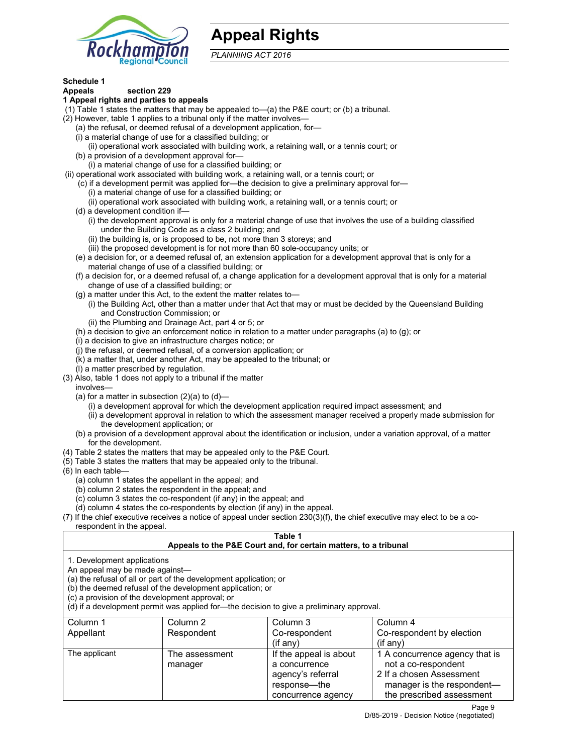# Appeal Rights

*PLANNING ACT 2016*

**Schedule 1**
**Appeals section 229**

**1 Appeal rights and parties to appeals**

(1) Table 1 states the matters that may be appealed to—(a) the P&E court; or (b) a tribunal.

(2) However, table 1 applies to a tribunal only if the matter involves—

(a) the refusal, or deemed refusal of a development application, for—

(i) a material change of use for a classified building; or

(ii) operational work associated with building work, a retaining wall, or a tennis court; or

(b) a provision of a development approval for—

(i) a material change of use for a classified building; or

(ii) operational work associated with building work, a retaining wall, or a tennis court; or

(c) if a development permit was applied for—the decision to give a preliminary approval for—

(i) a material change of use for a classified building; or

(ii) operational work associated with building work, a retaining wall, or a tennis court; or

(d) a development condition if—

(i) the development approval is only for a material change of use that involves the use of a building classified under the Building Code as a class 2 building; and

(ii) the building is, or is proposed to be, not more than 3 storeys; and

(iii) the proposed development is for not more than 60 sole-occupancy units; or

(e) a decision for, or a deemed refusal of, an extension application for a development approval that is only for a material change of use of a classified building; or

(f) a decision for, or a deemed refusal of, a change application for a development approval that is only for a material change of use of a classified building; or

(g) a matter under this Act, to the extent the matter relates to—

(i) the Building Act, other than a matter under that Act that may or must be decided by the Queensland Building and Construction Commission; or

(ii) the Plumbing and Drainage Act, part 4 or 5; or

(h) a decision to give an enforcement notice in relation to a matter under paragraphs (a) to (g); or

(i) a decision to give an infrastructure charges notice; or

(j) the refusal, or deemed refusal, of a conversion application; or

(k) a matter that, under another Act, may be appealed to the tribunal; or

(l) a matter prescribed by regulation.

(3) Also, table 1 does not apply to a tribunal if the matter involves—

(a) for a matter in subsection (2)(a) to (d)—

(i) a development approval for which the development application required impact assessment; and

(ii) a development approval in relation to which the assessment manager received a properly made submission for the development application; or

(b) a provision of a development approval about the identification or inclusion, under a variation approval, of a matter for the development.

(4) Table 2 states the matters that may be appealed only to the P&E Court.

(5) Table 3 states the matters that may be appealed only to the tribunal.

(6) In each table—

(a) column 1 states the appellant in the appeal; and

(b) column 2 states the respondent in the appeal; and

(c) column 3 states the co-respondent (if any) in the appeal; and

(d) column 4 states the co-respondents by election (if any) in the appeal.

(7) If the chief executive receives a notice of appeal under section 230(3)(f), the chief executive may elect to be a co-respondent in the appeal.

**Table 1**
**Appeals to the P&E Court and, for certain matters, to a tribunal**

1. Development applications

An appeal may be made against—

(a) the refusal of all or part of the development application; or

(b) the deemed refusal of the development application; or

(c) a provision of the development approval; or

(d) if a development permit was applied for—the decision to give a preliminary approval.

| Column 1<br>Appellant | Column 2<br>Respondent | Column 3<br>Co-respondent<br>(if any) | Column 4<br>Co-respondent by election<br>(if any) |
|---|---|---|---|
| The applicant | The assessment manager | If the appeal is about a concurrence agency's referral response—the concurrence agency | 1 A concurrence agency that is not a co-respondent<br>2 If a chosen Assessment manager is the respondent—the prescribed assessment |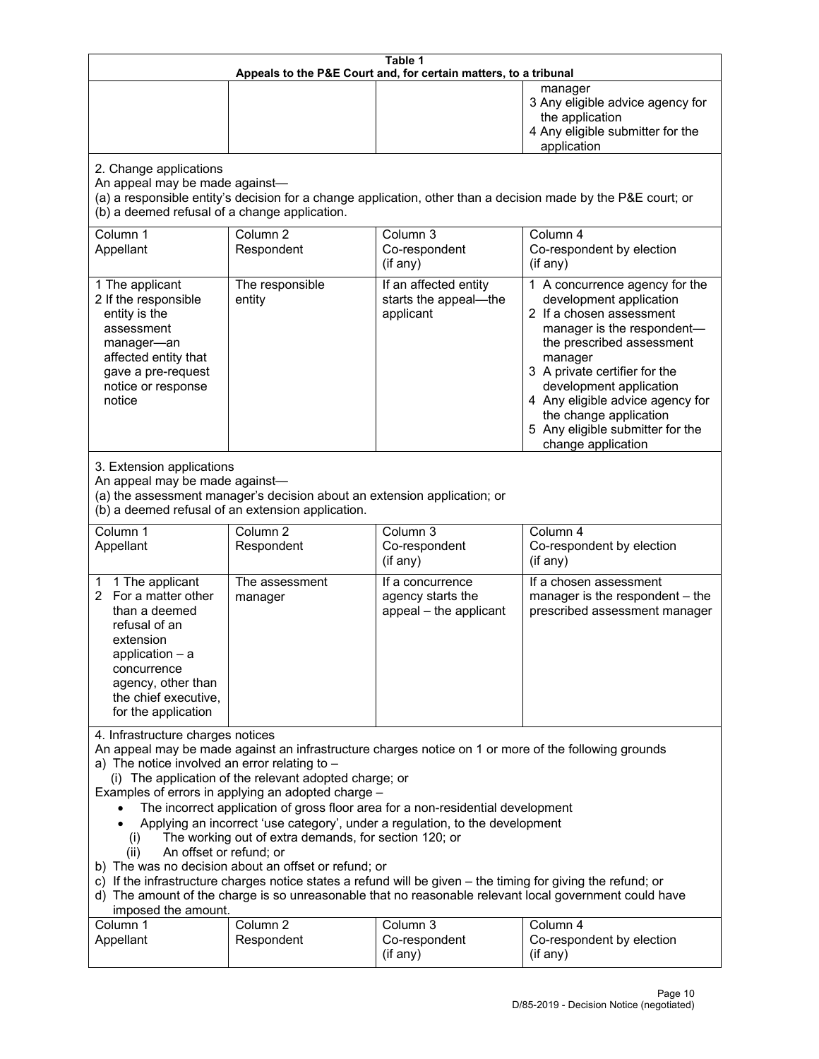**Table 1**
**Appeals to the P&E Court and, for certain matters, to a tribunal**

| | | | |
|---|---|---|---|
| | | | manager<br>3 Any eligible advice agency for the application<br>4 Any eligible submitter for the application |

2. Change applications
An appeal may be made against—
(a) a responsible entity's decision for a change application, other than a decision made by the P&E court; or
(b) a deemed refusal of a change application.

| Column 1<br>Appellant | Column 2<br>Respondent | Column 3<br>Co-respondent<br>(if any) | Column 4<br>Co-respondent by election<br>(if any) |
|---|---|---|---|
| 1 The applicant<br>2 If the responsible entity is the assessment manager—an affected entity that gave a pre-request notice or response notice | The responsible entity | If an affected entity starts the appeal—the applicant | 1 A concurrence agency for the development application<br>2 If a chosen assessment manager is the respondent—the prescribed assessment manager<br>3 A private certifier for the development application<br>4 Any eligible advice agency for the change application<br>5 Any eligible submitter for the change application |

3. Extension applications
An appeal may be made against—
(a) the assessment manager's decision about an extension application; or
(b) a deemed refusal of an extension application.

| Column 1<br>Appellant | Column 2<br>Respondent | Column 3<br>Co-respondent<br>(if any) | Column 4<br>Co-respondent by election<br>(if any) |
|---|---|---|---|
| 1 1 The applicant<br>2 For a matter other than a deemed refusal of an extension application – a concurrence agency, other than the chief executive, for the application | The assessment manager | If a concurrence agency starts the appeal – the applicant | If a chosen assessment manager is the respondent – the prescribed assessment manager |

4. Infrastructure charges notices
An appeal may be made against an infrastructure charges notice on 1 or more of the following grounds
a) The notice involved an error relating to –
(i) The application of the relevant adopted charge; or
Examples of errors in applying an adopted charge –
- The incorrect application of gross floor area for a non-residential development
- Applying an incorrect 'use category', under a regulation, to the development
(i) The working out of extra demands, for section 120; or
(ii) An offset or refund; or
b) The was no decision about an offset or refund; or
c) If the infrastructure charges notice states a refund will be given – the timing for giving the refund; or
d) The amount of the charge is so unreasonable that no reasonable relevant local government could have imposed the amount.

| Column 1<br>Appellant | Column 2<br>Respondent | Column 3<br>Co-respondent<br>(if any) | Column 4<br>Co-respondent by election<br>(if any) |
|---|---|---|---|

D/85-2019 - Decision Notice (negotiated)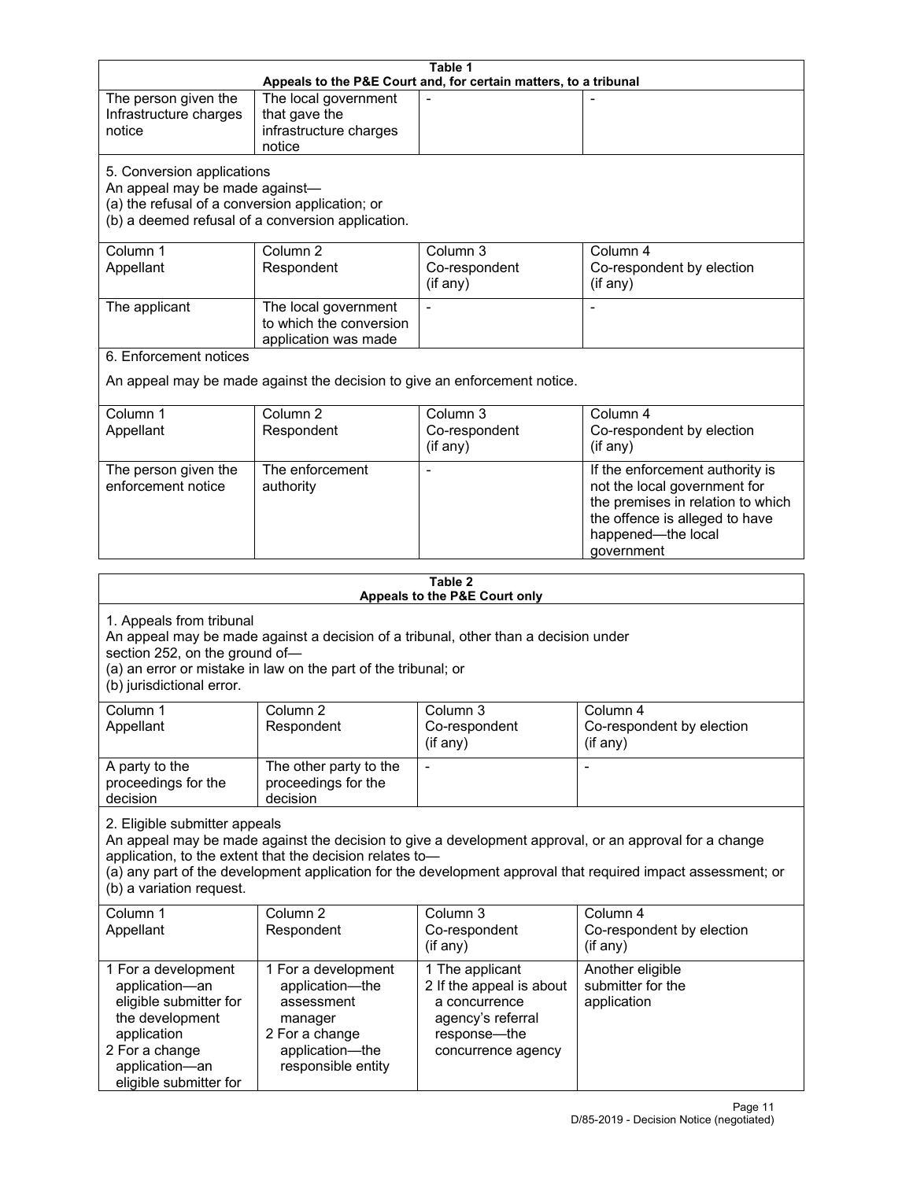**Table 1**
**Appeals to the P&E Court and, for certain matters, to a tribunal**

| | | | |
|---|---|---|---|
| The person given the Infrastructure charges notice | The local government that gave the infrastructure charges notice | - | - |

5. Conversion applications

An appeal may be made against—

(a) the refusal of a conversion application; or

(b) a deemed refusal of a conversion application.

| Column 1 Appellant | Column 2 Respondent | Column 3 Co-respondent (if any) | Column 4 Co-respondent by election (if any) |
|---|---|---|---|
| The applicant | The local government to which the conversion application was made | - | - |

6. Enforcement notices

An appeal may be made against the decision to give an enforcement notice.

| Column 1 Appellant | Column 2 Respondent | Column 3 Co-respondent (if any) | Column 4 Co-respondent by election (if any) |
|---|---|---|---|
| The person given the enforcement notice | The enforcement authority | - | If the enforcement authority is not the local government for the premises in relation to which the offence is alleged to have happened—the local government |

**Table 2**
**Appeals to the P&E Court only**

1. Appeals from tribunal

An appeal may be made against a decision of a tribunal, other than a decision under section 252, on the ground of—

(a) an error or mistake in law on the part of the tribunal; or

(b) jurisdictional error.

| Column 1 Appellant | Column 2 Respondent | Column 3 Co-respondent (if any) | Column 4 Co-respondent by election (if any) |
|---|---|---|---|
| A party to the proceedings for the decision | The other party to the proceedings for the decision | - | - |

2. Eligible submitter appeals

An appeal may be made against the decision to give a development approval, or an approval for a change application, to the extent that the decision relates to—

(a) any part of the development application for the development approval that required impact assessment; or

(b) a variation request.

| Column 1 Appellant | Column 2 Respondent | Column 3 Co-respondent (if any) | Column 4 Co-respondent by election (if any) |
|---|---|---|---|
| 1 For a development application—an eligible submitter for the development application<br>2 For a change application—an eligible submitter for | 1 For a development application—the assessment manager<br>2 For a change application—the responsible entity | 1 The applicant<br>2 If the appeal is about a concurrence agency's referral response—the concurrence agency | Another eligible submitter for the application |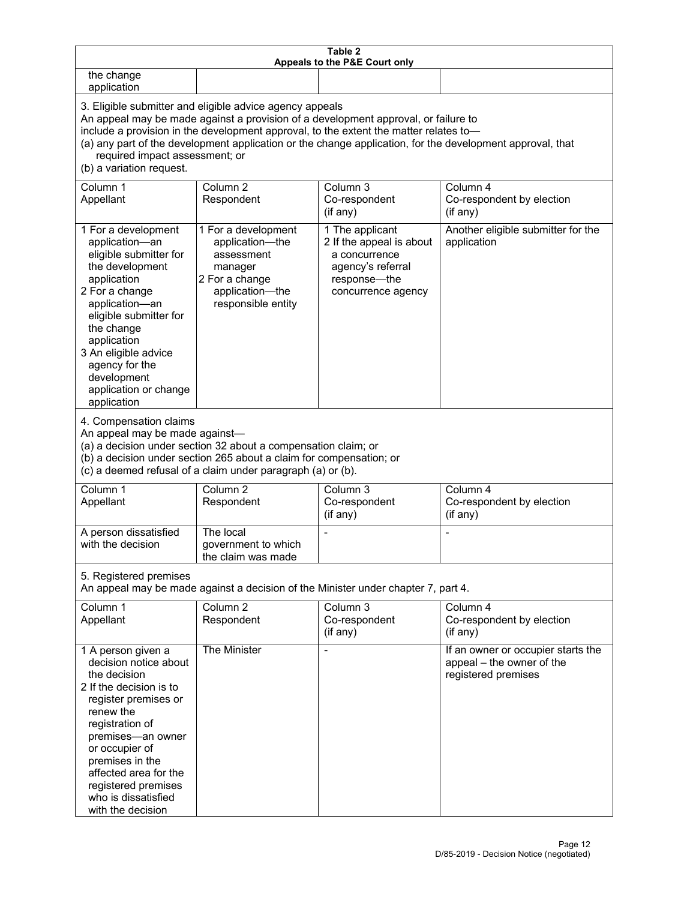**Table 2**
**Appeals to the P&E Court only**

| | | | |
|---|---|---|---|
| the change application | | | |

3. Eligible submitter and eligible advice agency appeals
An appeal may be made against a provision of a development approval, or failure to include a provision in the development approval, to the extent the matter relates to—
(a) any part of the development application or the change application, for the development approval, that required impact assessment; or
(b) a variation request.

| Column 1<br>Appellant | Column 2<br>Respondent | Column 3<br>Co-respondent<br>(if any) | Column 4<br>Co-respondent by election<br>(if any) |
|---|---|---|---|
| 1 For a development application—an eligible submitter for the development application<br>2 For a change application—an eligible submitter for the change application<br>3 An eligible advice agency for the development application or change application | 1 For a development application—the assessment manager<br>2 For a change application—the responsible entity | 1 The applicant<br>2 If the appeal is about a concurrence agency's referral response—the concurrence agency | Another eligible submitter for the application |

4. Compensation claims
An appeal may be made against—
(a) a decision under section 32 about a compensation claim; or
(b) a decision under section 265 about a claim for compensation; or
(c) a deemed refusal of a claim under paragraph (a) or (b).

| Column 1<br>Appellant | Column 2<br>Respondent | Column 3<br>Co-respondent<br>(if any) | Column 4<br>Co-respondent by election<br>(if any) |
|---|---|---|---|
| A person dissatisfied with the decision | The local government to which the claim was made | - | - |

5. Registered premises
An appeal may be made against a decision of the Minister under chapter 7, part 4.

| Column 1<br>Appellant | Column 2<br>Respondent | Column 3<br>Co-respondent<br>(if any) | Column 4<br>Co-respondent by election<br>(if any) |
|---|---|---|---|
| 1 A person given a decision notice about the decision<br>2 If the decision is to register premises or renew the registration of premises—an owner or occupier of premises in the affected area for the registered premises who is dissatisfied with the decision | The Minister | - | If an owner or occupier starts the appeal – the owner of the registered premises |

D/85-2019 - Decision Notice (negotiated)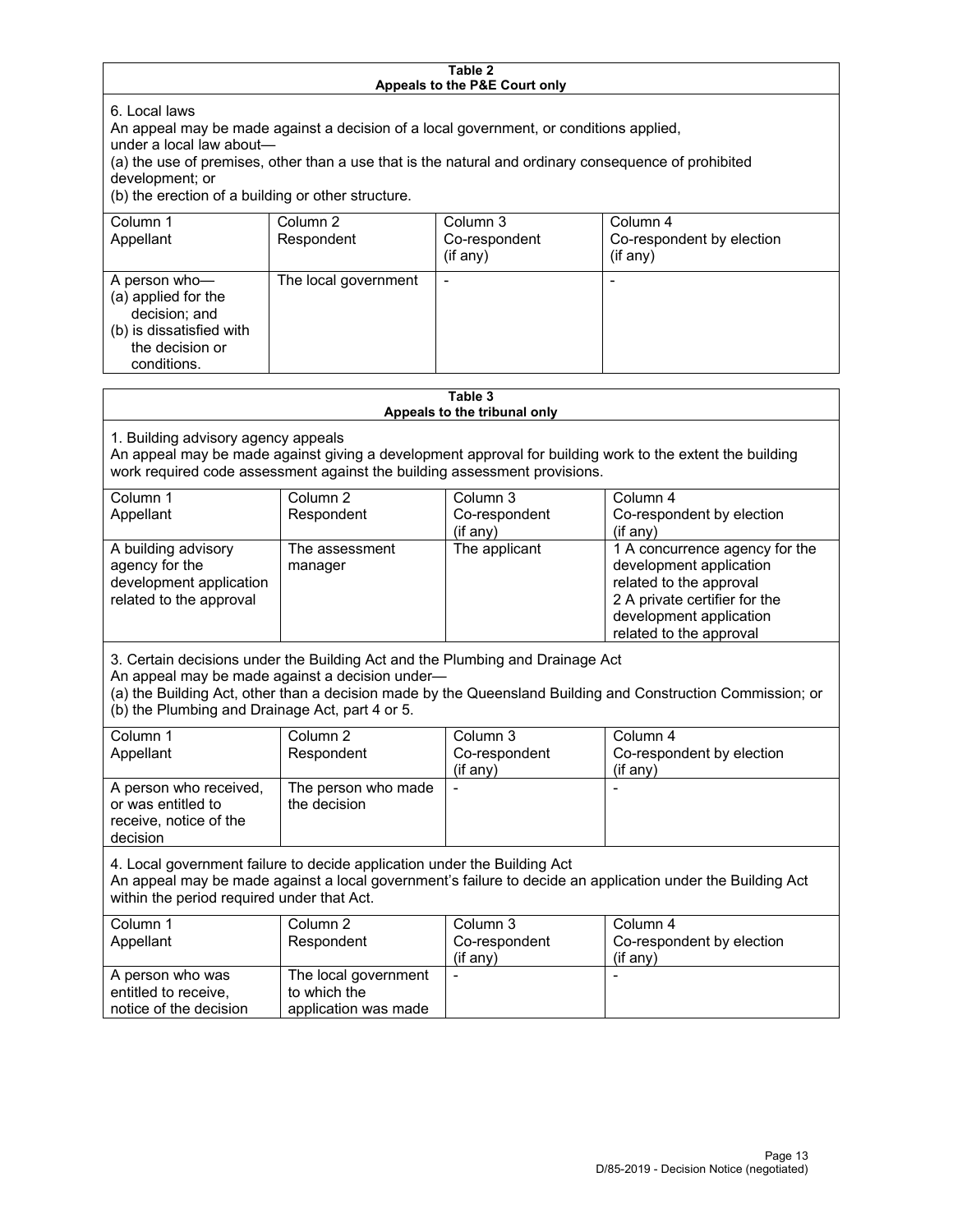**Table 2**
**Appeals to the P&E Court only**

6. Local laws
An appeal may be made against a decision of a local government, or conditions applied, under a local law about—
(a) the use of premises, other than a use that is the natural and ordinary consequence of prohibited development; or
(b) the erection of a building or other structure.

| Column 1<br>Appellant | Column 2<br>Respondent | Column 3<br>Co-respondent<br>(if any) | Column 4<br>Co-respondent by election<br>(if any) |
|---|---|---|---|
| A person who—<br>(a) applied for the decision; and<br>(b) is dissatisfied with the decision or conditions. | The local government | - | - |

**Table 3**
**Appeals to the tribunal only**

1. Building advisory agency appeals
An appeal may be made against giving a development approval for building work to the extent the building work required code assessment against the building assessment provisions.

| Column 1<br>Appellant | Column 2<br>Respondent | Column 3<br>Co-respondent<br>(if any) | Column 4<br>Co-respondent by election<br>(if any) |
|---|---|---|---|
| A building advisory agency for the development application related to the approval | The assessment manager | The applicant | 1 A concurrence agency for the development application related to the approval<br>2 A private certifier for the development application related to the approval |

3. Certain decisions under the Building Act and the Plumbing and Drainage Act
An appeal may be made against a decision under—
(a) the Building Act, other than a decision made by the Queensland Building and Construction Commission; or
(b) the Plumbing and Drainage Act, part 4 or 5.

| Column 1<br>Appellant | Column 2<br>Respondent | Column 3<br>Co-respondent<br>(if any) | Column 4<br>Co-respondent by election<br>(if any) |
|---|---|---|---|
| A person who received, or was entitled to receive, notice of the decision | The person who made the decision | - | - |

4. Local government failure to decide application under the Building Act
An appeal may be made against a local government's failure to decide an application under the Building Act within the period required under that Act.

| Column 1<br>Appellant | Column 2<br>Respondent | Column 3<br>Co-respondent<br>(if any) | Column 4<br>Co-respondent by election<br>(if any) |
|---|---|---|---|
| A person who was entitled to receive, notice of the decision | The local government to which the application was made | - | - |